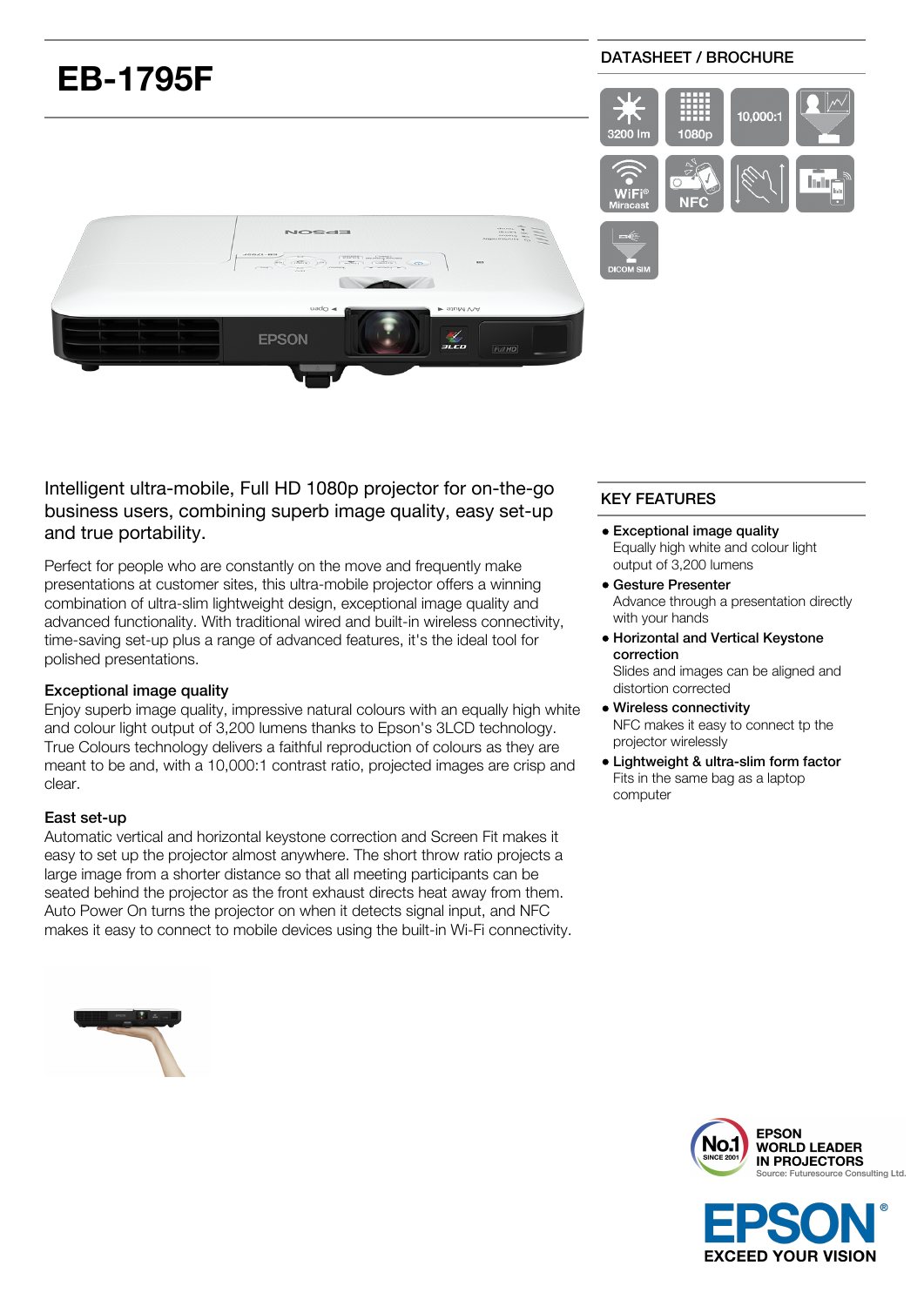# EB-1795F

DATASHEET / BROCHURE

3200 lm | 1080p | 10,000:1 | WiFi Miracast | NFC | DICOM SIM

Intelligent ultra-mobile, Full HD 1080p projector for on-the-go business users, combining superb image quality, easy set-up and true portability.

Perfect for people who are constantly on the move and frequently make presentations at customer sites, this ultra-mobile projector offers a winning combination of ultra-slim lightweight design, exceptional image quality and advanced functionality. With traditional wired and built-in wireless connectivity, time-saving set-up plus a range of advanced features, it's the ideal tool for polished presentations.

### Exceptional image quality

Enjoy superb image quality, impressive natural colours with an equally high white and colour light output of 3,200 lumens thanks to Epson's 3LCD technology. True Colours technology delivers a faithful reproduction of colours as they are meant to be and, with a 10,000:1 contrast ratio, projected images are crisp and clear.

### East set-up

Automatic vertical and horizontal keystone correction and Screen Fit makes it easy to set up the projector almost anywhere. The short throw ratio projects a large image from a shorter distance so that all meeting participants can be seated behind the projector as the front exhaust directs heat away from them. Auto Power On turns the projector on when it detects signal input, and NFC makes it easy to connect to mobile devices using the built-in Wi-Fi connectivity.

## KEY FEATURES

- **Exceptional image quality**
  Equally high white and colour light output of 3,200 lumens
- **Gesture Presenter**
  Advance through a presentation directly with your hands
- **Horizontal and Vertical Keystone correction**
  Slides and images can be aligned and distortion corrected
- **Wireless connectivity**
  NFC makes it easy to connect tp the projector wirelessly
- **Lightweight & ultra-slim form factor**
  Fits in the same bag as a laptop computer

No.1 SINCE 2001 — EPSON WORLD LEADER IN PROJECTORS
Source: Futuresource Consulting Ltd.

EPSON® EXCEED YOUR VISION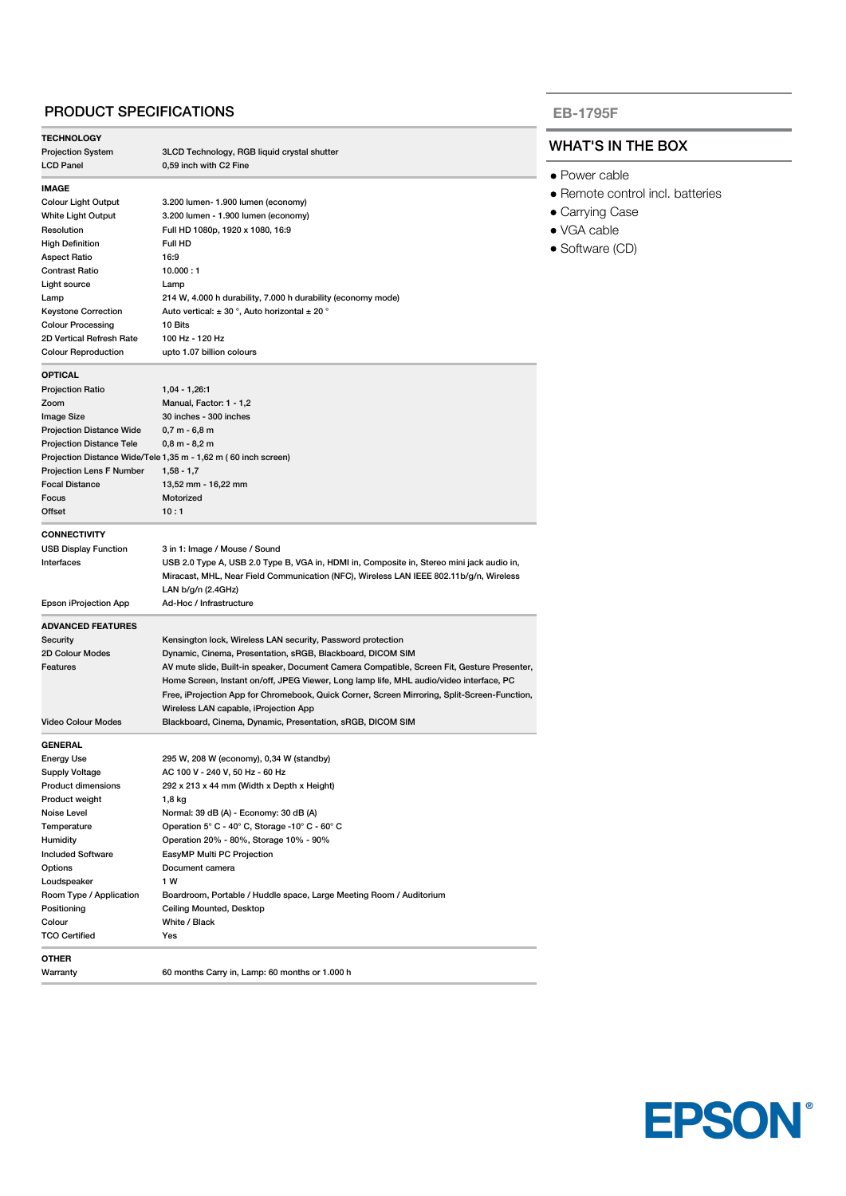## PRODUCT SPECIFICATIONS

### TECHNOLOGY

| | |
|---|---|
| Projection System | 3LCD Technology, RGB liquid crystal shutter |
| LCD Panel | 0,59 inch with C2 Fine |

### IMAGE

| | |
|---|---|
| Colour Light Output | 3.200 lumen- 1.900 lumen (economy) |
| White Light Output | 3.200 lumen - 1.900 lumen (economy) |
| Resolution | Full HD 1080p, 1920 x 1080, 16:9 |
| High Definition | Full HD |
| Aspect Ratio | 16:9 |
| Contrast Ratio | 10.000 : 1 |
| Light source | Lamp |
| Lamp | 214 W, 4.000 h durability, 7.000 h durability (economy mode) |
| Keystone Correction | Auto vertical: ± 30 °, Auto horizontal ± 20 ° |
| Colour Processing | 10 Bits |
| 2D Vertical Refresh Rate | 100 Hz - 120 Hz |
| Colour Reproduction | upto 1.07 billion colours |

### OPTICAL

| | |
|---|---|
| Projection Ratio | 1,04 - 1,26:1 |
| Zoom | Manual, Factor: 1 - 1,2 |
| Image Size | 30 inches - 300 inches |
| Projection Distance Wide | 0,7 m - 6,8 m |
| Projection Distance Tele | 0,8 m - 8,2 m |
| Projection Distance Wide/Tele | 1,35 m - 1,62 m ( 60 inch screen) |
| Projection Lens F Number | 1,58 - 1,7 |
| Focal Distance | 13,52 mm - 16,22 mm |
| Focus | Motorized |
| Offset | 10 : 1 |

### CONNECTIVITY

| | |
|---|---|
| USB Display Function | 3 in 1: Image / Mouse / Sound |
| Interfaces | USB 2.0 Type A, USB 2.0 Type B, VGA in, HDMI in, Composite in, Stereo mini jack audio in, Miracast, MHL, Near Field Communication (NFC), Wireless LAN IEEE 802.11b/g/n, Wireless LAN b/g/n (2.4GHz) |
| Epson iProjection App | Ad-Hoc / Infrastructure |

### ADVANCED FEATURES

| | |
|---|---|
| Security | Kensington lock, Wireless LAN security, Password protection |
| 2D Colour Modes | Dynamic, Cinema, Presentation, sRGB, Blackboard, DICOM SIM |
| Features | AV mute slide, Built-in speaker, Document Camera Compatible, Screen Fit, Gesture Presenter, Home Screen, Instant on/off, JPEG Viewer, Long lamp life, MHL audio/video interface, PC Free, iProjection App for Chromebook, Quick Corner, Screen Mirroring, Split-Screen-Function, Wireless LAN capable, iProjection App |
| Video Colour Modes | Blackboard, Cinema, Dynamic, Presentation, sRGB, DICOM SIM |

### GENERAL

| | |
|---|---|
| Energy Use | 295 W, 208 W (economy), 0,34 W (standby) |
| Supply Voltage | AC 100 V - 240 V, 50 Hz - 60 Hz |
| Product dimensions | 292 x 213 x 44 mm (Width x Depth x Height) |
| Product weight | 1,8 kg |
| Noise Level | Normal: 39 dB (A) - Economy: 30 dB (A) |
| Temperature | Operation 5° C - 40° C, Storage -10° C - 60° C |
| Humidity | Operation 20% - 80%, Storage 10% - 90% |
| Included Software | EasyMP Multi PC Projection |
| Options | Document camera |
| Loudspeaker | 1 W |
| Room Type / Application | Boardroom, Portable / Huddle space, Large Meeting Room / Auditorium |
| Positioning | Ceiling Mounted, Desktop |
| Colour | White / Black |
| TCO Certified | Yes |

### OTHER

| | |
|---|---|
| Warranty | 60 months Carry in, Lamp: 60 months or 1.000 h |

## EB-1795F

## WHAT'S IN THE BOX

- Power cable
- Remote control incl. batteries
- Carrying Case
- VGA cable
- Software (CD)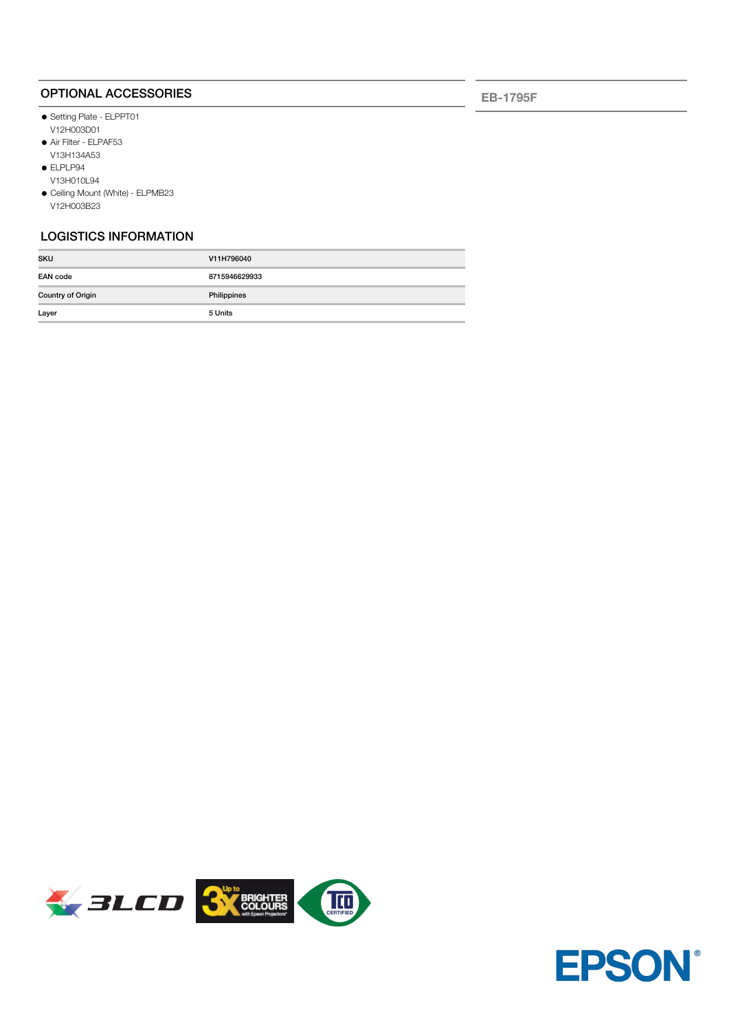## OPTIONAL ACCESSORIES

- Setting Plate - ELPPT01
  V12H003D01
- Air Filter - ELPAF53
  V13H134A53
- ELPLP94
  V13H010L94
- Ceiling Mount (White) - ELPMB23
  V12H003B23

## LOGISTICS INFORMATION

| | |
|---|---|
| SKU | V11H796040 |
| EAN code | 8715946629933 |
| Country of Origin | Philippines |
| Layer | 5 Units |